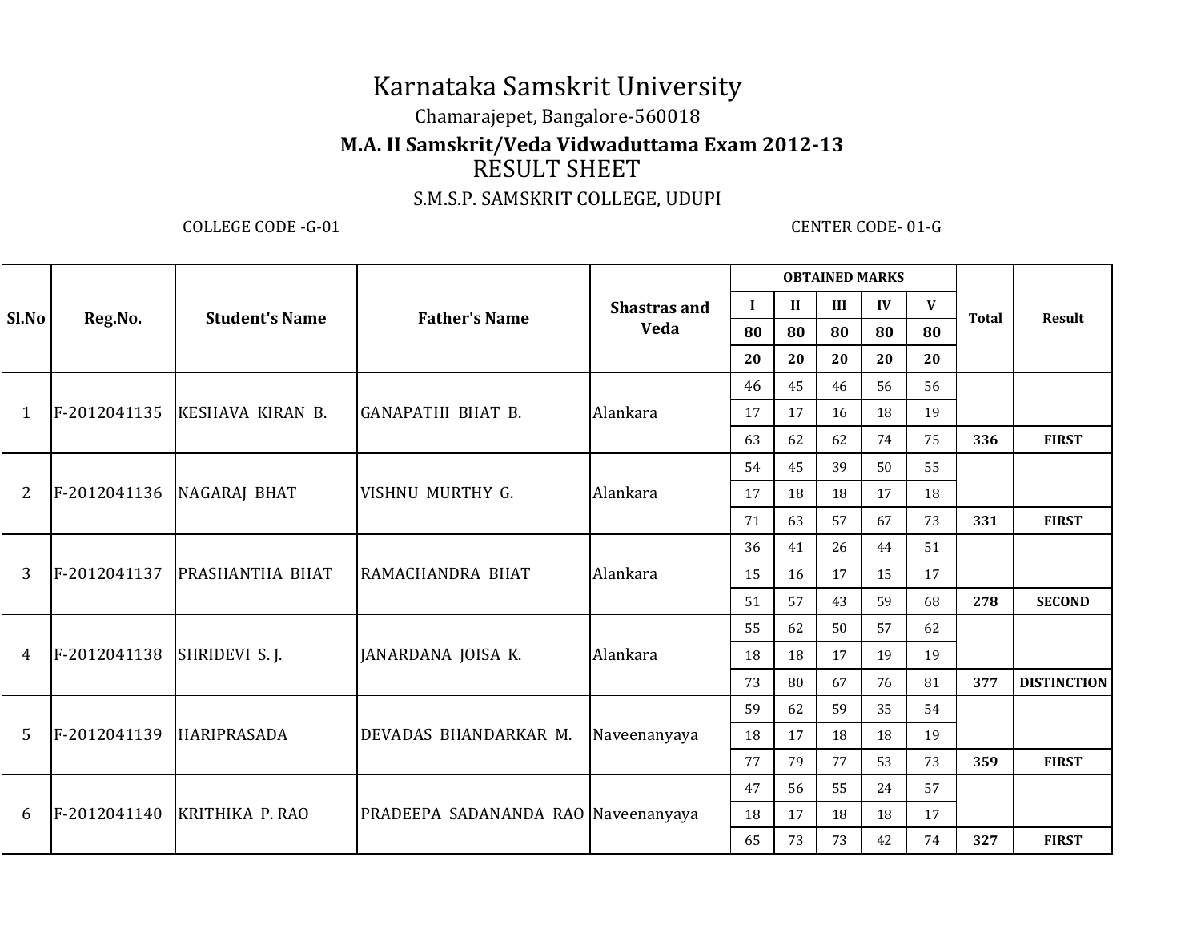# Karnataka Samskrit University

Chamarajepet, Bangalore-560018

**M.A. II Samskrit/Veda Vidwaduttama Exam 2012-13**

RESULT SHEET

S.M.S.P. SAMSKRIT COLLEGE, UDUPI

COLLEGE CODE -G-01 CENTER CODE- 01-G

| Sl.No | Reg.No. | Student's Name | Father's Name | Shastras and Veda | OBTAINED MARKS | | | | | Total | Result |
|---|---|---|---|---|---|---|---|---|---|---|---|
| | | | | | I | II | III | IV | V | | |
| | | | | | 80 | 80 | 80 | 80 | 80 | | |
| | | | | | 20 | 20 | 20 | 20 | 20 | | |
| 1 | F-2012041135 | KESHAVA KIRAN B. | GANAPATHI BHAT B. | Alankara | 46 | 45 | 46 | 56 | 56 | | |
| | | | | | 17 | 17 | 16 | 18 | 19 | | |
| | | | | | 63 | 62 | 62 | 74 | 75 | **336** | **FIRST** |
| 2 | F-2012041136 | NAGARAJ BHAT | VISHNU MURTHY G. | Alankara | 54 | 45 | 39 | 50 | 55 | | |
| | | | | | 17 | 18 | 18 | 17 | 18 | | |
| | | | | | 71 | 63 | 57 | 67 | 73 | **331** | **FIRST** |
| 3 | F-2012041137 | PRASHANTHA BHAT | RAMACHANDRA BHAT | Alankara | 36 | 41 | 26 | 44 | 51 | | |
| | | | | | 15 | 16 | 17 | 15 | 17 | | |
| | | | | | 51 | 57 | 43 | 59 | 68 | **278** | **SECOND** |
| 4 | F-2012041138 | SHRIDEVI S. J. | JANARDANA JOISA K. | Alankara | 55 | 62 | 50 | 57 | 62 | | |
| | | | | | 18 | 18 | 17 | 19 | 19 | | |
| | | | | | 73 | 80 | 67 | 76 | 81 | **377** | **DISTINCTION** |
| 5 | F-2012041139 | HARIPRASADA | DEVADAS BHANDARKAR M. | Naveenanyaya | 59 | 62 | 59 | 35 | 54 | | |
| | | | | | 18 | 17 | 18 | 18 | 19 | | |
| | | | | | 77 | 79 | 77 | 53 | 73 | **359** | **FIRST** |
| 6 | F-2012041140 | KRITHIKA P. RAO | PRADEEPA SADANANDA RAO | Naveenanyaya | 47 | 56 | 55 | 24 | 57 | | |
| | | | | | 18 | 17 | 18 | 18 | 17 | | |
| | | | | | 65 | 73 | 73 | 42 | 74 | **327** | **FIRST** |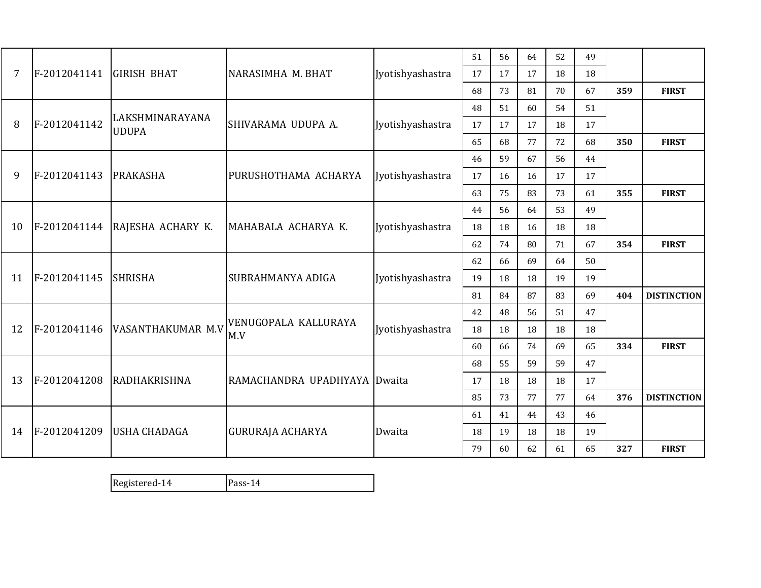| | | | | | | | | | | | |
|---|---|---|---|---|---|---|---|---|---|---|---|
| 7 | F-2012041141 | GIRISH BHAT | NARASIMHA M. BHAT | Jyotishyashastra | 51 | 56 | 64 | 52 | 49 | | |
| | | | | | 17 | 17 | 17 | 18 | 18 | | |
| | | | | | 68 | 73 | 81 | 70 | 67 | **359** | **FIRST** |
| 8 | F-2012041142 | LAKSHMINARAYANA UDUPA | SHIVARAMA UDUPA A. | Jyotishyashastra | 48 | 51 | 60 | 54 | 51 | | |
| | | | | | 17 | 17 | 17 | 18 | 17 | | |
| | | | | | 65 | 68 | 77 | 72 | 68 | **350** | **FIRST** |
| 9 | F-2012041143 | PRAKASHA | PURUSHOTHAMA ACHARYA | Jyotishyashastra | 46 | 59 | 67 | 56 | 44 | | |
| | | | | | 17 | 16 | 16 | 17 | 17 | | |
| | | | | | 63 | 75 | 83 | 73 | 61 | **355** | **FIRST** |
| 10 | F-2012041144 | RAJESHA ACHARY K. | MAHABALA ACHARYA K. | Jyotishyashastra | 44 | 56 | 64 | 53 | 49 | | |
| | | | | | 18 | 18 | 16 | 18 | 18 | | |
| | | | | | 62 | 74 | 80 | 71 | 67 | **354** | **FIRST** |
| 11 | F-2012041145 | SHRISHA | SUBRAHMANYA ADIGA | Jyotishyashastra | 62 | 66 | 69 | 64 | 50 | | |
| | | | | | 19 | 18 | 18 | 19 | 19 | | |
| | | | | | 81 | 84 | 87 | 83 | 69 | **404** | **DISTINCTION** |
| 12 | F-2012041146 | VASANTHAKUMAR M.V | VENUGOPALA KALLURAYA M.V | Jyotishyashastra | 42 | 48 | 56 | 51 | 47 | | |
| | | | | | 18 | 18 | 18 | 18 | 18 | | |
| | | | | | 60 | 66 | 74 | 69 | 65 | **334** | **FIRST** |
| 13 | F-2012041208 | RADHAKRISHNA | RAMACHANDRA UPADHYAYA | Dwaita | 68 | 55 | 59 | 59 | 47 | | |
| | | | | | 17 | 18 | 18 | 18 | 17 | | |
| | | | | | 85 | 73 | 77 | 77 | 64 | **376** | **DISTINCTION** |
| 14 | F-2012041209 | USHA CHADAGA | GURURAJA ACHARYA | Dwaita | 61 | 41 | 44 | 43 | 46 | | |
| | | | | | 18 | 19 | 18 | 18 | 19 | | |
| | | | | | 79 | 60 | 62 | 61 | 65 | **327** | **FIRST** |

| | |
|---|---|
| Registered-14 | Pass-14 |